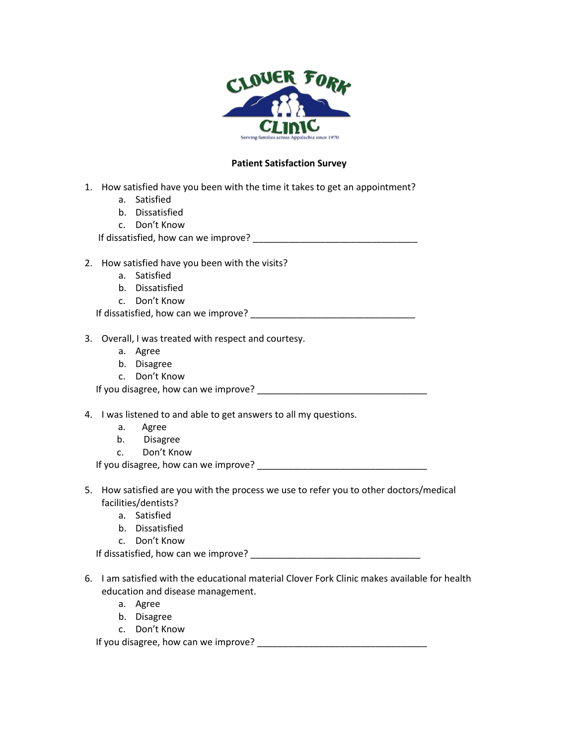CLOVER FORK CLINIC

Serving families across Appalachia since 1970

**Patient Satisfaction Survey**

1. How satisfied have you been with the time it takes to get an appointment?
   a. Satisfied
   b. Dissatisfied
   c. Don't Know

   If dissatisfied, how can we improve? ________________________________

2. How satisfied have you been with the visits?
   a. Satisfied
   b. Dissatisfied
   c. Don't Know

   If dissatisfied, how can we improve? ________________________________

3. Overall, I was treated with respect and courtesy.
   a. Agree
   b. Disagree
   c. Don't Know

   If you disagree, how can we improve? _________________________________

4. I was listened to and able to get answers to all my questions.
   a. Agree
   b. Disagree
   c. Don't Know

   If you disagree, how can we improve? _________________________________

5. How satisfied are you with the process we use to refer you to other doctors/medical facilities/dentists?
   a. Satisfied
   b. Dissatisfied
   c. Don't Know

   If dissatisfied, how can we improve? _________________________________

6. I am satisfied with the educational material Clover Fork Clinic makes available for health education and disease management.
   a. Agree
   b. Disagree
   c. Don't Know

   If you disagree, how can we improve? _________________________________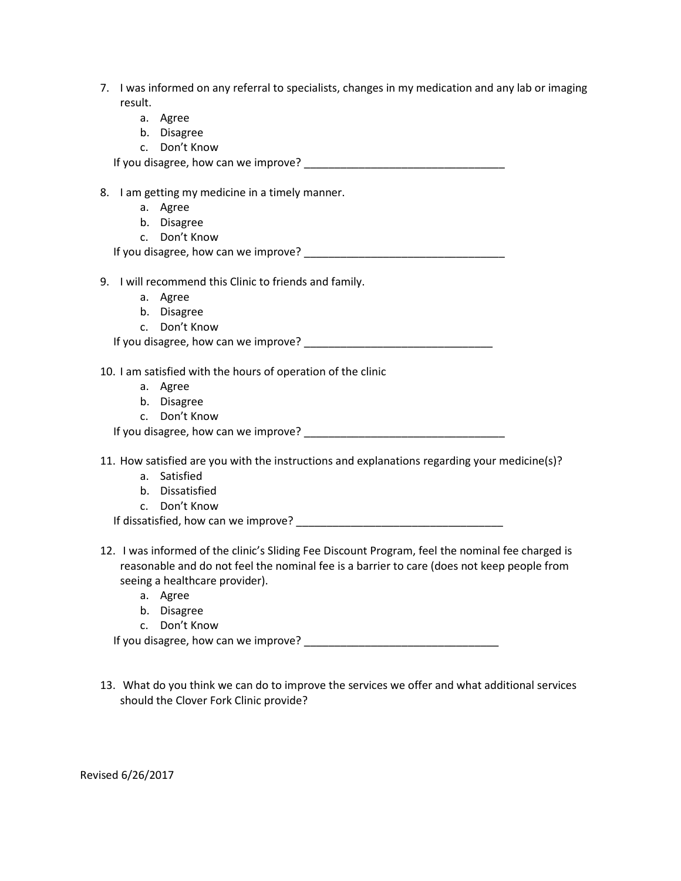7. I was informed on any referral to specialists, changes in my medication and any lab or imaging result.
    a. Agree
    b. Disagree
    c. Don't Know

   If you disagree, how can we improve? ________________________________

8. I am getting my medicine in a timely manner.
    a. Agree
    b. Disagree
    c. Don't Know

   If you disagree, how can we improve? ________________________________

9. I will recommend this Clinic to friends and family.
    a. Agree
    b. Disagree
    c. Don't Know

   If you disagree, how can we improve? ______________________________

10. I am satisfied with the hours of operation of the clinic
    a. Agree
    b. Disagree
    c. Don't Know

    If you disagree, how can we improve? ________________________________

11. How satisfied are you with the instructions and explanations regarding your medicine(s)?
    a. Satisfied
    b. Dissatisfied
    c. Don't Know

    If dissatisfied, how can we improve? _________________________________

12. I was informed of the clinic's Sliding Fee Discount Program, feel the nominal fee charged is reasonable and do not feel the nominal fee is a barrier to care (does not keep people from seeing a healthcare provider).
    a. Agree
    b. Disagree
    c. Don't Know

    If you disagree, how can we improve? ______________________________

13. What do you think we can do to improve the services we offer and what additional services should the Clover Fork Clinic provide?

Revised 6/26/2017